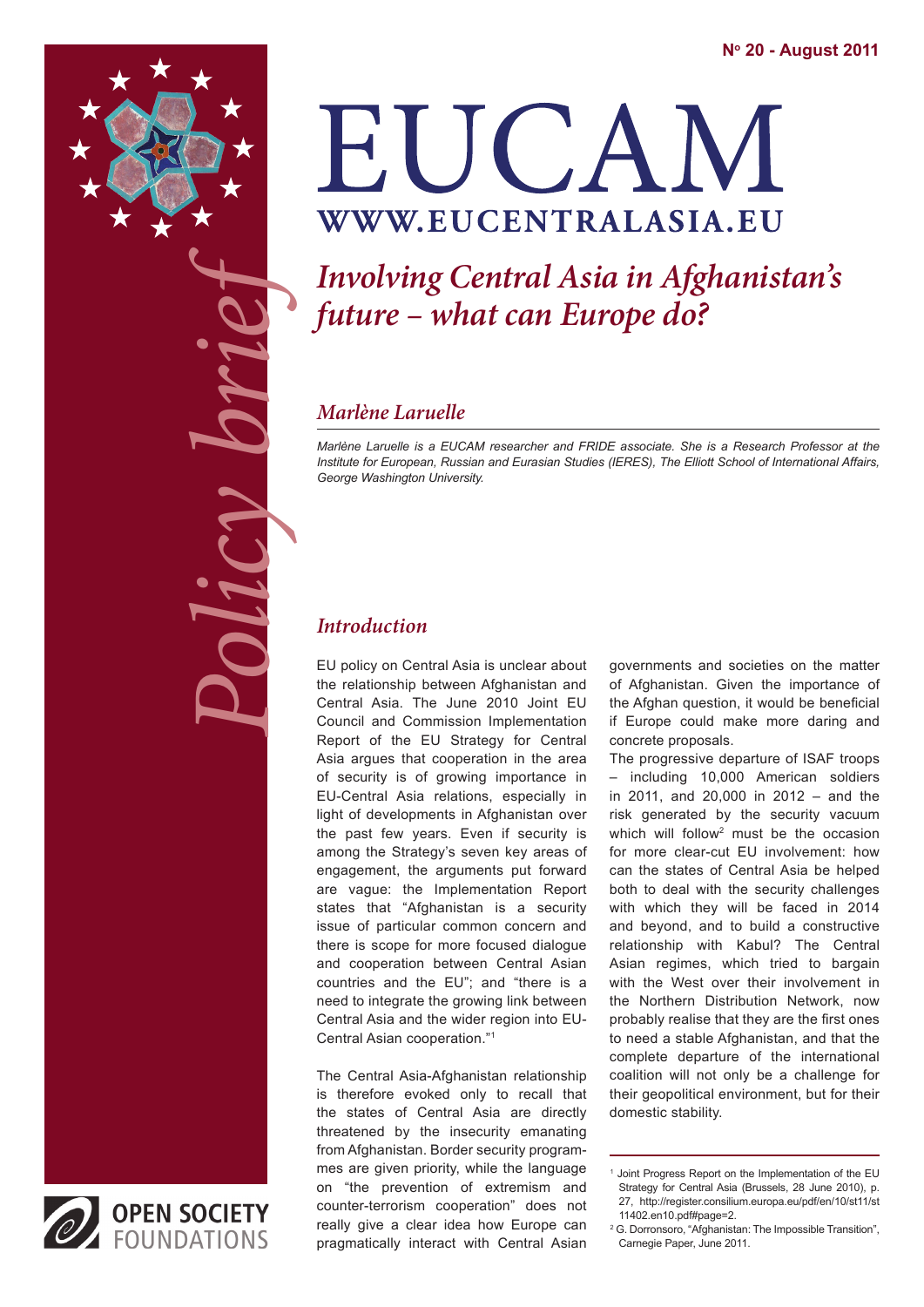Nº 20 - August 2011

# EUCAM

WWW.EUCENTRALASIA.EU

Policy brief

# *Involving Central Asia in Afghanistan's future – what can Europe do?*

## *Marlène Laruelle*

*Marlène Laruelle is a EUCAM researcher and FRIDE associate. She is a Research Professor at the Institute for European, Russian and Eurasian Studies (IERES), The Elliott School of International Affairs, George Washington University.*

## *Introduction*

EU policy on Central Asia is unclear about the relationship between Afghanistan and Central Asia. The June 2010 Joint EU Council and Commission Implementation Report of the EU Strategy for Central Asia argues that cooperation in the area of security is of growing importance in EU-Central Asia relations, especially in light of developments in Afghanistan over the past few years. Even if security is among the Strategy's seven key areas of engagement, the arguments put forward are vague: the Implementation Report states that "Afghanistan is a security issue of particular common concern and there is scope for more focused dialogue and cooperation between Central Asian countries and the EU"; and "there is a need to integrate the growing link between Central Asia and the wider region into EU-Central Asian cooperation."[1]

The Central Asia-Afghanistan relationship is therefore evoked only to recall that the states of Central Asia are directly threatened by the insecurity emanating from Afghanistan. Border security programmes are given priority, while the language on "the prevention of extremism and counter-terrorism cooperation" does not really give a clear idea how Europe can pragmatically interact with Central Asian governments and societies on the matter of Afghanistan. Given the importance of the Afghan question, it would be beneficial if Europe could make more daring and concrete proposals.

The progressive departure of ISAF troops – including 10,000 American soldiers in 2011, and 20,000 in 2012 – and the risk generated by the security vacuum which will follow[2] must be the occasion for more clear-cut EU involvement: how can the states of Central Asia be helped both to deal with the security challenges with which they will be faced in 2014 and beyond, and to build a constructive relationship with Kabul? The Central Asian regimes, which tried to bargain with the West over their involvement in the Northern Distribution Network, now probably realise that they are the first ones to need a stable Afghanistan, and that the complete departure of the international coalition will not only be a challenge for their geopolitical environment, but for their domestic stability.

---

[1] Joint Progress Report on the Implementation of the EU Strategy for Central Asia (Brussels, 28 June 2010), p. 27, http://register.consilium.europa.eu/pdf/en/10/st11/st11402.en10.pdf#page=2.

[2] G. Dorronsoro, "Afghanistan: The Impossible Transition", Carnegie Paper, June 2011.

OPEN SOCIETY FOUNDATIONS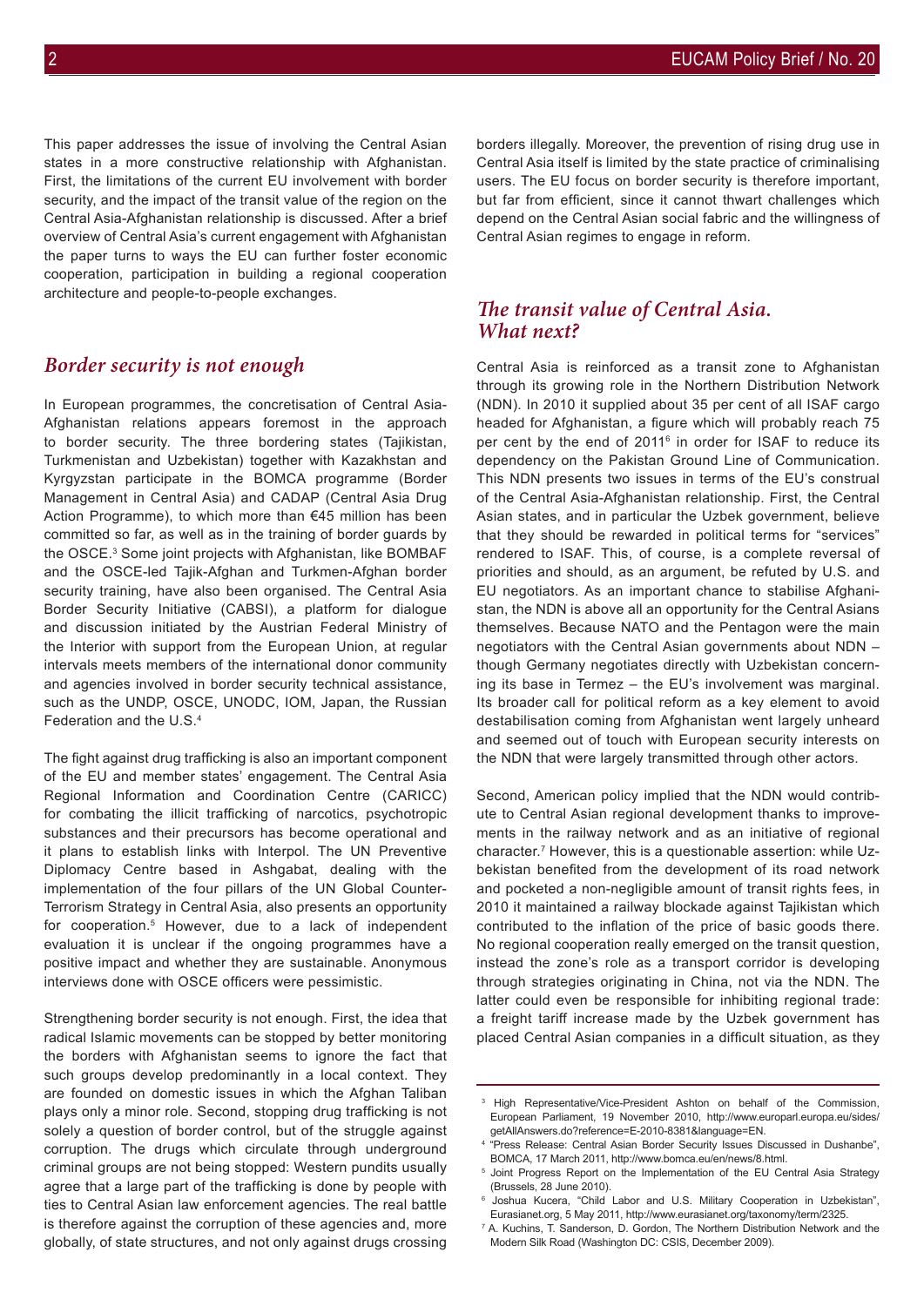This paper addresses the issue of involving the Central Asian states in a more constructive relationship with Afghanistan. First, the limitations of the current EU involvement with border security, and the impact of the transit value of the region on the Central Asia-Afghanistan relationship is discussed. After a brief overview of Central Asia's current engagement with Afghanistan the paper turns to ways the EU can further foster economic cooperation, participation in building a regional cooperation architecture and people-to-people exchanges.

## *Border security is not enough*

In European programmes, the concretisation of Central Asia-Afghanistan relations appears foremost in the approach to border security. The three bordering states (Tajikistan, Turkmenistan and Uzbekistan) together with Kazakhstan and Kyrgyzstan participate in the BOMCA programme (Border Management in Central Asia) and CADAP (Central Asia Drug Action Programme), to which more than €45 million has been committed so far, as well as in the training of border guards by the OSCE.[3] Some joint projects with Afghanistan, like BOMBAF and the OSCE-led Tajik-Afghan and Turkmen-Afghan border security training, have also been organised. The Central Asia Border Security Initiative (CABSI), a platform for dialogue and discussion initiated by the Austrian Federal Ministry of the Interior with support from the European Union, at regular intervals meets members of the international donor community and agencies involved in border security technical assistance, such as the UNDP, OSCE, UNODC, IOM, Japan, the Russian Federation and the U.S.[4]

The fight against drug trafficking is also an important component of the EU and member states' engagement. The Central Asia Regional Information and Coordination Centre (CARICC) for combating the illicit trafficking of narcotics, psychotropic substances and their precursors has become operational and it plans to establish links with Interpol. The UN Preventive Diplomacy Centre based in Ashgabat, dealing with the implementation of the four pillars of the UN Global Counter-Terrorism Strategy in Central Asia, also presents an opportunity for cooperation.[5] However, due to a lack of independent evaluation it is unclear if the ongoing programmes have a positive impact and whether they are sustainable. Anonymous interviews done with OSCE officers were pessimistic.

Strengthening border security is not enough. First, the idea that radical Islamic movements can be stopped by better monitoring the borders with Afghanistan seems to ignore the fact that such groups develop predominantly in a local context. They are founded on domestic issues in which the Afghan Taliban plays only a minor role. Second, stopping drug trafficking is not solely a question of border control, but of the struggle against corruption. The drugs which circulate through underground criminal groups are not being stopped: Western pundits usually agree that a large part of the trafficking is done by people with ties to Central Asian law enforcement agencies. The real battle is therefore against the corruption of these agencies and, more globally, of state structures, and not only against drugs crossing borders illegally. Moreover, the prevention of rising drug use in Central Asia itself is limited by the state practice of criminalising users. The EU focus on border security is therefore important, but far from efficient, since it cannot thwart challenges which depend on the Central Asian social fabric and the willingness of Central Asian regimes to engage in reform.

## *The transit value of Central Asia. What next?*

Central Asia is reinforced as a transit zone to Afghanistan through its growing role in the Northern Distribution Network (NDN). In 2010 it supplied about 35 per cent of all ISAF cargo headed for Afghanistan, a figure which will probably reach 75 per cent by the end of 2011[6] in order for ISAF to reduce its dependency on the Pakistan Ground Line of Communication. This NDN presents two issues in terms of the EU's construal of the Central Asia-Afghanistan relationship. First, the Central Asian states, and in particular the Uzbek government, believe that they should be rewarded in political terms for "services" rendered to ISAF. This, of course, is a complete reversal of priorities and should, as an argument, be refuted by U.S. and EU negotiators. As an important chance to stabilise Afghanistan, the NDN is above all an opportunity for the Central Asians themselves. Because NATO and the Pentagon were the main negotiators with the Central Asian governments about NDN – though Germany negotiates directly with Uzbekistan concerning its base in Termez – the EU's involvement was marginal. Its broader call for political reform as a key element to avoid destabilisation coming from Afghanistan went largely unheard and seemed out of touch with European security interests on the NDN that were largely transmitted through other actors.

Second, American policy implied that the NDN would contribute to Central Asian regional development thanks to improvements in the railway network and as an initiative of regional character.[7] However, this is a questionable assertion: while Uzbekistan benefited from the development of its road network and pocketed a non-negligible amount of transit rights fees, in 2010 it maintained a railway blockade against Tajikistan which contributed to the inflation of the price of basic goods there. No regional cooperation really emerged on the transit question, instead the zone's role as a transport corridor is developing through strategies originating in China, not via the NDN. The latter could even be responsible for inhibiting regional trade: a freight tariff increase made by the Uzbek government has placed Central Asian companies in a difficult situation, as they

---

[3] High Representative/Vice-President Ashton on behalf of the Commission, European Parliament, 19 November 2010, http://www.europarl.europa.eu/sides/getAllAnswers.do?reference=E-2010-8381&language=EN.

[4] "Press Release: Central Asian Border Security Issues Discussed in Dushanbe", BOMCA, 17 March 2011, http://www.bomca.eu/en/news/8.html.

[5] Joint Progress Report on the Implementation of the EU Central Asia Strategy (Brussels, 28 June 2010).

[6] Joshua Kucera, "Child Labor and U.S. Military Cooperation in Uzbekistan", Eurasianet.org, 5 May 2011, http://www.eurasianet.org/taxonomy/term/2325.

[7] A. Kuchins, T. Sanderson, D. Gordon, The Northern Distribution Network and the Modern Silk Road (Washington DC: CSIS, December 2009).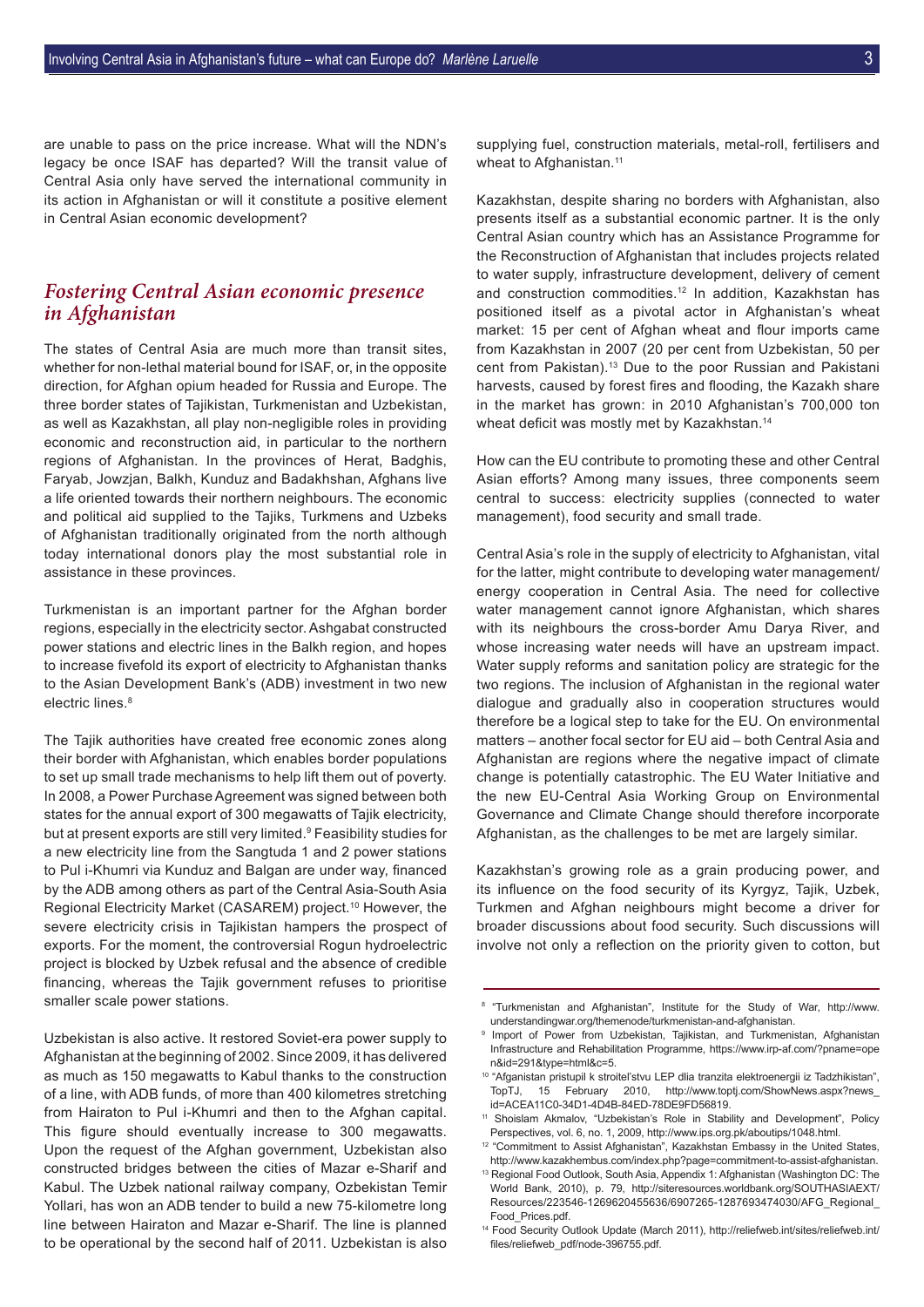are unable to pass on the price increase. What will the NDN's legacy be once ISAF has departed? Will the transit value of Central Asia only have served the international community in its action in Afghanistan or will it constitute a positive element in Central Asian economic development?

## *Fostering Central Asian economic presence in Afghanistan*

The states of Central Asia are much more than transit sites, whether for non-lethal material bound for ISAF, or, in the opposite direction, for Afghan opium headed for Russia and Europe. The three border states of Tajikistan, Turkmenistan and Uzbekistan, as well as Kazakhstan, all play non-negligible roles in providing economic and reconstruction aid, in particular to the northern regions of Afghanistan. In the provinces of Herat, Badghis, Faryab, Jowzjan, Balkh, Kunduz and Badakhshan, Afghans live a life oriented towards their northern neighbours. The economic and political aid supplied to the Tajiks, Turkmens and Uzbeks of Afghanistan traditionally originated from the north although today international donors play the most substantial role in assistance in these provinces.

Turkmenistan is an important partner for the Afghan border regions, especially in the electricity sector. Ashgabat constructed power stations and electric lines in the Balkh region, and hopes to increase fivefold its export of electricity to Afghanistan thanks to the Asian Development Bank's (ADB) investment in two new electric lines.[8]

The Tajik authorities have created free economic zones along their border with Afghanistan, which enables border populations to set up small trade mechanisms to help lift them out of poverty. In 2008, a Power Purchase Agreement was signed between both states for the annual export of 300 megawatts of Tajik electricity, but at present exports are still very limited.[9] Feasibility studies for a new electricity line from the Sangtuda 1 and 2 power stations to Pul i-Khumri via Kunduz and Balgan are under way, financed by the ADB among others as part of the Central Asia-South Asia Regional Electricity Market (CASAREM) project.[10] However, the severe electricity crisis in Tajikistan hampers the prospect of exports. For the moment, the controversial Rogun hydroelectric project is blocked by Uzbek refusal and the absence of credible financing, whereas the Tajik government refuses to prioritise smaller scale power stations.

Uzbekistan is also active. It restored Soviet-era power supply to Afghanistan at the beginning of 2002. Since 2009, it has delivered as much as 150 megawatts to Kabul thanks to the construction of a line, with ADB funds, of more than 400 kilometres stretching from Hairaton to Pul i-Khumri and then to the Afghan capital. This figure should eventually increase to 300 megawatts. Upon the request of the Afghan government, Uzbekistan also constructed bridges between the cities of Mazar e-Sharif and Kabul. The Uzbek national railway company, Ozbekistan Temir Yollari, has won an ADB tender to build a new 75-kilometre long line between Hairaton and Mazar e-Sharif. The line is planned to be operational by the second half of 2011. Uzbekistan is also supplying fuel, construction materials, metal-roll, fertilisers and wheat to Afghanistan.[11]

Kazakhstan, despite sharing no borders with Afghanistan, also presents itself as a substantial economic partner. It is the only Central Asian country which has an Assistance Programme for the Reconstruction of Afghanistan that includes projects related to water supply, infrastructure development, delivery of cement and construction commodities.[12] In addition, Kazakhstan has positioned itself as a pivotal actor in Afghanistan's wheat market: 15 per cent of Afghan wheat and flour imports came from Kazakhstan in 2007 (20 per cent from Uzbekistan, 50 per cent from Pakistan).[13] Due to the poor Russian and Pakistani harvests, caused by forest fires and flooding, the Kazakh share in the market has grown: in 2010 Afghanistan's 700,000 ton wheat deficit was mostly met by Kazakhstan.[14]

How can the EU contribute to promoting these and other Central Asian efforts? Among many issues, three components seem central to success: electricity supplies (connected to water management), food security and small trade.

Central Asia's role in the supply of electricity to Afghanistan, vital for the latter, might contribute to developing water management/energy cooperation in Central Asia. The need for collective water management cannot ignore Afghanistan, which shares with its neighbours the cross-border Amu Darya River, and whose increasing water needs will have an upstream impact. Water supply reforms and sanitation policy are strategic for the two regions. The inclusion of Afghanistan in the regional water dialogue and gradually also in cooperation structures would therefore be a logical step to take for the EU. On environmental matters – another focal sector for EU aid – both Central Asia and Afghanistan are regions where the negative impact of climate change is potentially catastrophic. The EU Water Initiative and the new EU-Central Asia Working Group on Environmental Governance and Climate Change should therefore incorporate Afghanistan, as the challenges to be met are largely similar.

Kazakhstan's growing role as a grain producing power, and its influence on the food security of its Kyrgyz, Tajik, Uzbek, Turkmen and Afghan neighbours might become a driver for broader discussions about food security. Such discussions will involve not only a reflection on the priority given to cotton, but

---

[8] "Turkmenistan and Afghanistan", Institute for the Study of War, http://www.understandingwar.org/themenode/turkmenistan-and-afghanistan.

[9] Import of Power from Uzbekistan, Tajikistan, and Turkmenistan, Afghanistan Infrastructure and Rehabilitation Programme, https://www.irp-af.com/?pname=open&id=291&type=html&c=5.

[10] "Afganistan pristupil k stroitel'stvu LEP dlia tranzita elektroenergii iz Tadzhikistan", TopTJ, 15 February 2010, http://www.toptj.com/ShowNews.aspx?news_id=ACEA11C0-34D1-4D4B-84ED-78DE9FD56819.

[11] Shoislam Akmalov, "Uzbekistan's Role in Stability and Development", Policy Perspectives, vol. 6, no. 1, 2009, http://www.ips.org.pk/aboutips/1048.html.

[12] "Commitment to Assist Afghanistan", Kazakhstan Embassy in the United States, http://www.kazakhembus.com/index.php?page=commitment-to-assist-afghanistan.

[13] Regional Food Outlook, South Asia, Appendix 1: Afghanistan (Washington DC: The World Bank, 2010), p. 79, http://siteresources.worldbank.org/SOUTHASIAEXT/Resources/223546-1269620455636/6907265-1287693474030/AFG_Regional_Food_Prices.pdf.

[14] Food Security Outlook Update (March 2011), http://reliefweb.int/sites/reliefweb.int/files/reliefweb_pdf/node-396755.pdf.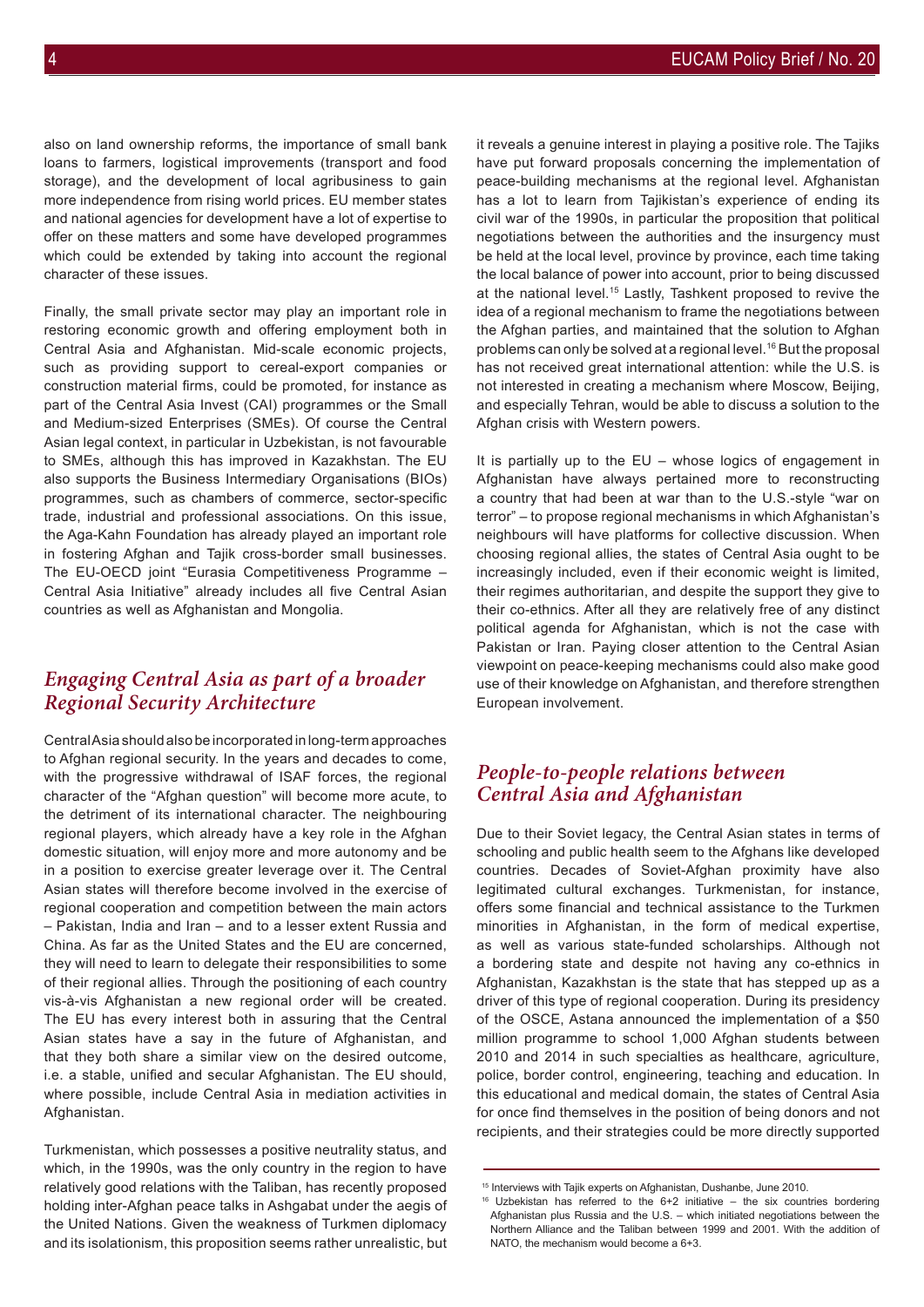also on land ownership reforms, the importance of small bank loans to farmers, logistical improvements (transport and food storage), and the development of local agribusiness to gain more independence from rising world prices. EU member states and national agencies for development have a lot of expertise to offer on these matters and some have developed programmes which could be extended by taking into account the regional character of these issues.

Finally, the small private sector may play an important role in restoring economic growth and offering employment both in Central Asia and Afghanistan. Mid-scale economic projects, such as providing support to cereal-export companies or construction material firms, could be promoted, for instance as part of the Central Asia Invest (CAI) programmes or the Small and Medium-sized Enterprises (SMEs). Of course the Central Asian legal context, in particular in Uzbekistan, is not favourable to SMEs, although this has improved in Kazakhstan. The EU also supports the Business Intermediary Organisations (BIOs) programmes, such as chambers of commerce, sector-specific trade, industrial and professional associations. On this issue, the Aga-Kahn Foundation has already played an important role in fostering Afghan and Tajik cross-border small businesses. The EU-OECD joint "Eurasia Competitiveness Programme – Central Asia Initiative" already includes all five Central Asian countries as well as Afghanistan and Mongolia.

## *Engaging Central Asia as part of a broader Regional Security Architecture*

Central Asia should also be incorporated in long-term approaches to Afghan regional security. In the years and decades to come, with the progressive withdrawal of ISAF forces, the regional character of the "Afghan question" will become more acute, to the detriment of its international character. The neighbouring regional players, which already have a key role in the Afghan domestic situation, will enjoy more and more autonomy and be in a position to exercise greater leverage over it. The Central Asian states will therefore become involved in the exercise of regional cooperation and competition between the main actors – Pakistan, India and Iran – and to a lesser extent Russia and China. As far as the United States and the EU are concerned, they will need to learn to delegate their responsibilities to some of their regional allies. Through the positioning of each country vis-à-vis Afghanistan a new regional order will be created. The EU has every interest both in assuring that the Central Asian states have a say in the future of Afghanistan, and that they both share a similar view on the desired outcome, i.e. a stable, unified and secular Afghanistan. The EU should, where possible, include Central Asia in mediation activities in Afghanistan.

Turkmenistan, which possesses a positive neutrality status, and which, in the 1990s, was the only country in the region to have relatively good relations with the Taliban, has recently proposed holding inter-Afghan peace talks in Ashgabat under the aegis of the United Nations. Given the weakness of Turkmen diplomacy and its isolationism, this proposition seems rather unrealistic, but it reveals a genuine interest in playing a positive role. The Tajiks have put forward proposals concerning the implementation of peace-building mechanisms at the regional level. Afghanistan has a lot to learn from Tajikistan's experience of ending its civil war of the 1990s, in particular the proposition that political negotiations between the authorities and the insurgency must be held at the local level, province by province, each time taking the local balance of power into account, prior to being discussed at the national level.[15] Lastly, Tashkent proposed to revive the idea of a regional mechanism to frame the negotiations between the Afghan parties, and maintained that the solution to Afghan problems can only be solved at a regional level.[16] But the proposal has not received great international attention: while the U.S. is not interested in creating a mechanism where Moscow, Beijing, and especially Tehran, would be able to discuss a solution to the Afghan crisis with Western powers.

It is partially up to the EU – whose logics of engagement in Afghanistan have always pertained more to reconstructing a country that had been at war than to the U.S.-style "war on terror" – to propose regional mechanisms in which Afghanistan's neighbours will have platforms for collective discussion. When choosing regional allies, the states of Central Asia ought to be increasingly included, even if their economic weight is limited, their regimes authoritarian, and despite the support they give to their co-ethnics. After all they are relatively free of any distinct political agenda for Afghanistan, which is not the case with Pakistan or Iran. Paying closer attention to the Central Asian viewpoint on peace-keeping mechanisms could also make good use of their knowledge on Afghanistan, and therefore strengthen European involvement.

## *People-to-people relations between Central Asia and Afghanistan*

Due to their Soviet legacy, the Central Asian states in terms of schooling and public health seem to the Afghans like developed countries. Decades of Soviet-Afghan proximity have also legitimated cultural exchanges. Turkmenistan, for instance, offers some financial and technical assistance to the Turkmen minorities in Afghanistan, in the form of medical expertise, as well as various state-funded scholarships. Although not a bordering state and despite not having any co-ethnics in Afghanistan, Kazakhstan is the state that has stepped up as a driver of this type of regional cooperation. During its presidency of the OSCE, Astana announced the implementation of a $50 million programme to school 1,000 Afghan students between 2010 and 2014 in such specialties as healthcare, agriculture, police, border control, engineering, teaching and education. In this educational and medical domain, the states of Central Asia for once find themselves in the position of being donors and not recipients, and their strategies could be more directly supported

---

[15] Interviews with Tajik experts on Afghanistan, Dushanbe, June 2010.

[16] Uzbekistan has referred to the 6+2 initiative – the six countries bordering Afghanistan plus Russia and the U.S. – which initiated negotiations between the Northern Alliance and the Taliban between 1999 and 2001. With the addition of NATO, the mechanism would become a 6+3.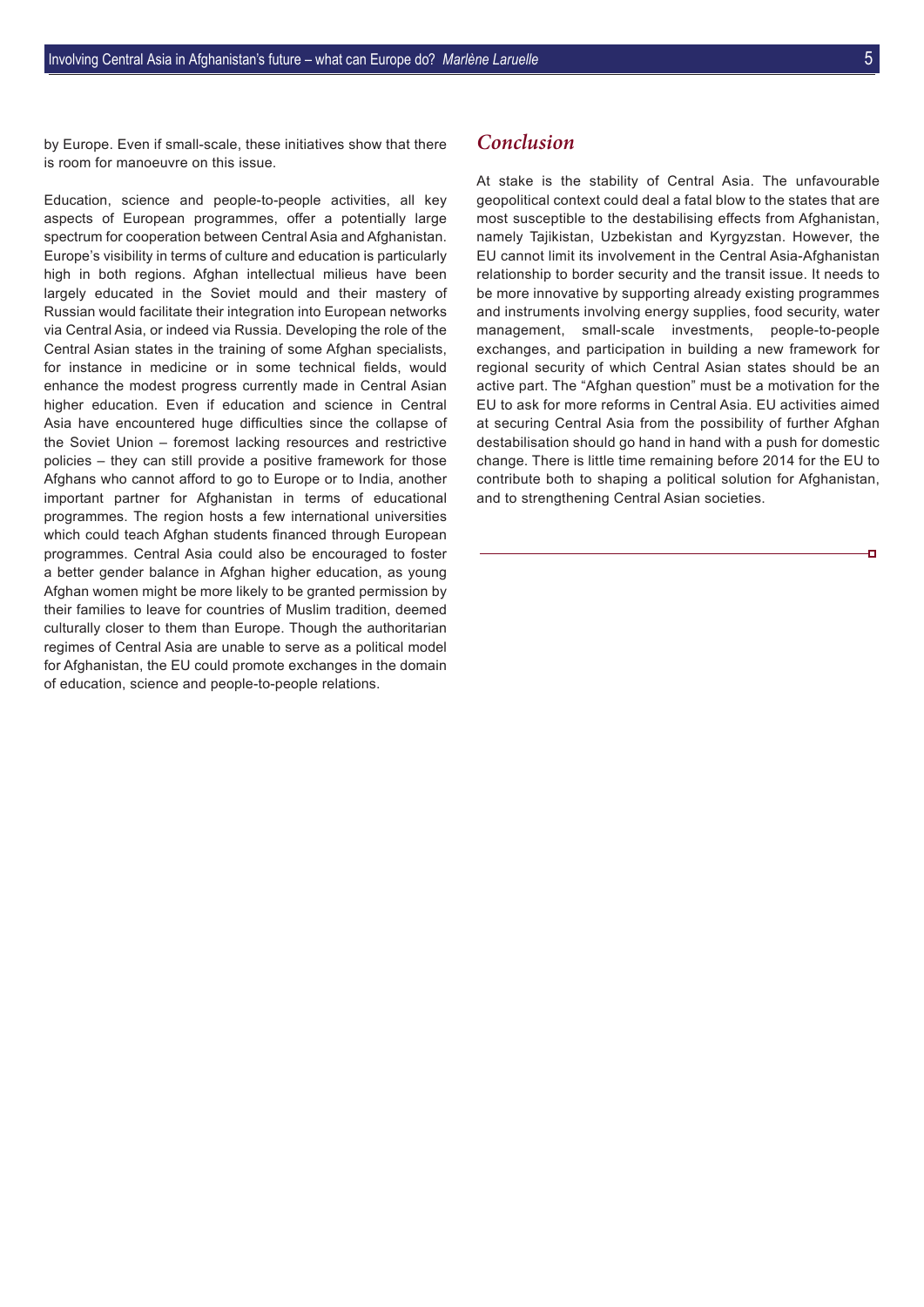by Europe. Even if small-scale, these initiatives show that there is room for manoeuvre on this issue.

Education, science and people-to-people activities, all key aspects of European programmes, offer a potentially large spectrum for cooperation between Central Asia and Afghanistan. Europe's visibility in terms of culture and education is particularly high in both regions. Afghan intellectual milieus have been largely educated in the Soviet mould and their mastery of Russian would facilitate their integration into European networks via Central Asia, or indeed via Russia. Developing the role of the Central Asian states in the training of some Afghan specialists, for instance in medicine or in some technical fields, would enhance the modest progress currently made in Central Asian higher education. Even if education and science in Central Asia have encountered huge difficulties since the collapse of the Soviet Union – foremost lacking resources and restrictive policies – they can still provide a positive framework for those Afghans who cannot afford to go to Europe or to India, another important partner for Afghanistan in terms of educational programmes. The region hosts a few international universities which could teach Afghan students financed through European programmes. Central Asia could also be encouraged to foster a better gender balance in Afghan higher education, as young Afghan women might be more likely to be granted permission by their families to leave for countries of Muslim tradition, deemed culturally closer to them than Europe. Though the authoritarian regimes of Central Asia are unable to serve as a political model for Afghanistan, the EU could promote exchanges in the domain of education, science and people-to-people relations.

## Conclusion

At stake is the stability of Central Asia. The unfavourable geopolitical context could deal a fatal blow to the states that are most susceptible to the destabilising effects from Afghanistan, namely Tajikistan, Uzbekistan and Kyrgyzstan. However, the EU cannot limit its involvement in the Central Asia-Afghanistan relationship to border security and the transit issue. It needs to be more innovative by supporting already existing programmes and instruments involving energy supplies, food security, water management, small-scale investments, people-to-people exchanges, and participation in building a new framework for regional security of which Central Asian states should be an active part. The "Afghan question" must be a motivation for the EU to ask for more reforms in Central Asia. EU activities aimed at securing Central Asia from the possibility of further Afghan destabilisation should go hand in hand with a push for domestic change. There is little time remaining before 2014 for the EU to contribute both to shaping a political solution for Afghanistan, and to strengthening Central Asian societies.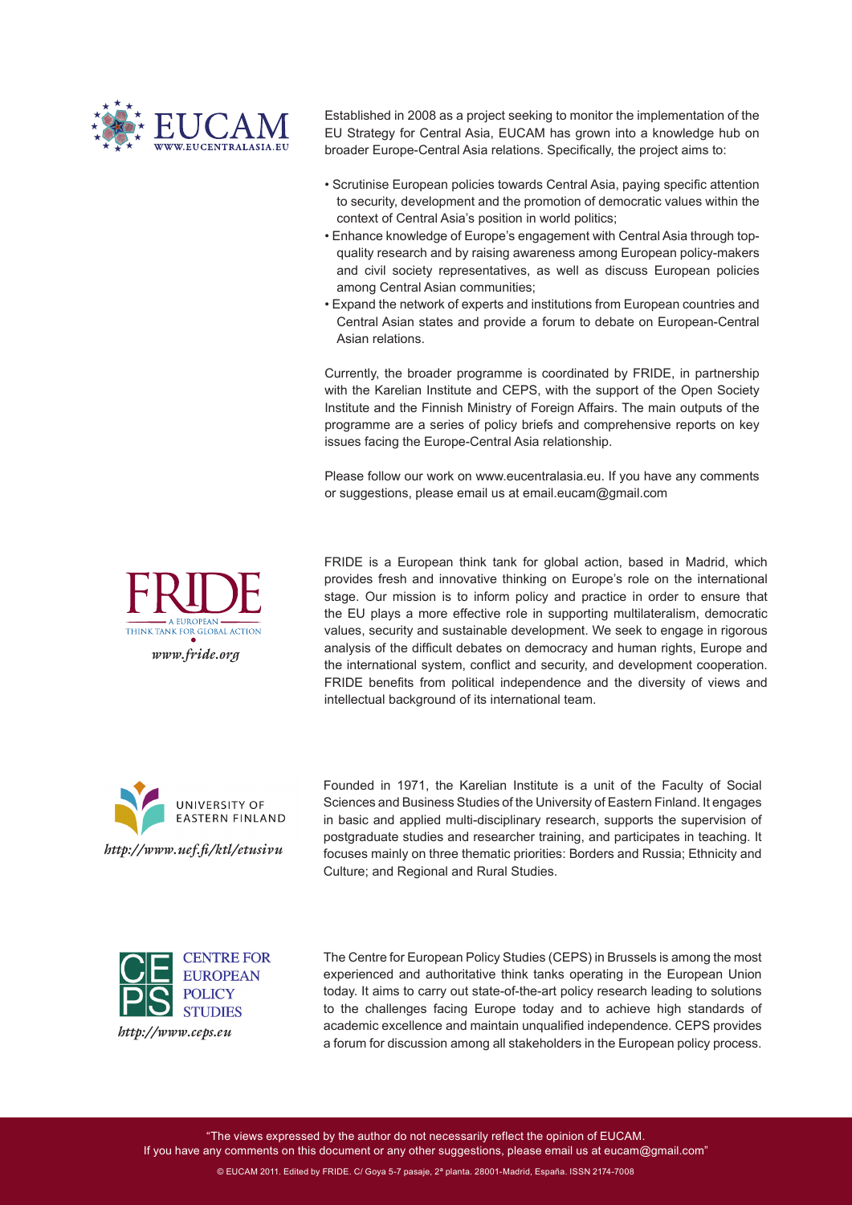EUCAM
WWW.EUCENTRALASIA.EU

Established in 2008 as a project seeking to monitor the implementation of the EU Strategy for Central Asia, EUCAM has grown into a knowledge hub on broader Europe-Central Asia relations. Specifically, the project aims to:

- Scrutinise European policies towards Central Asia, paying specific attention to security, development and the promotion of democratic values within the context of Central Asia's position in world politics;
- Enhance knowledge of Europe's engagement with Central Asia through top-quality research and by raising awareness among European policy-makers and civil society representatives, as well as discuss European policies among Central Asian communities;
- Expand the network of experts and institutions from European countries and Central Asian states and provide a forum to debate on European-Central Asian relations.

Currently, the broader programme is coordinated by FRIDE, in partnership with the Karelian Institute and CEPS, with the support of the Open Society Institute and the Finnish Ministry of Foreign Affairs. The main outputs of the programme are a series of policy briefs and comprehensive reports on key issues facing the Europe-Central Asia relationship.

Please follow our work on www.eucentralasia.eu. If you have any comments or suggestions, please email us at email.eucam@gmail.com

FRIDE
A EUROPEAN THINK TANK FOR GLOBAL ACTION
*www.fride.org*

FRIDE is a European think tank for global action, based in Madrid, which provides fresh and innovative thinking on Europe's role on the international stage. Our mission is to inform policy and practice in order to ensure that the EU plays a more effective role in supporting multilateralism, democratic values, security and sustainable development. We seek to engage in rigorous analysis of the difficult debates on democracy and human rights, Europe and the international system, conflict and security, and development cooperation. FRIDE benefits from political independence and the diversity of views and intellectual background of its international team.

UNIVERSITY OF EASTERN FINLAND
*http://www.uef.fi/ktl/etusivu*

Founded in 1971, the Karelian Institute is a unit of the Faculty of Social Sciences and Business Studies of the University of Eastern Finland. It engages in basic and applied multi-disciplinary research, supports the supervision of postgraduate studies and researcher training, and participates in teaching. It focuses mainly on three thematic priorities: Borders and Russia; Ethnicity and Culture; and Regional and Rural Studies.

CEPS
CENTRE FOR EUROPEAN POLICY STUDIES
*http://www.ceps.eu*

The Centre for European Policy Studies (CEPS) in Brussels is among the most experienced and authoritative think tanks operating in the European Union today. It aims to carry out state-of-the-art policy research leading to solutions to the challenges facing Europe today and to achieve high standards of academic excellence and maintain unqualified independence. CEPS provides a forum for discussion among all stakeholders in the European policy process.

"The views expressed by the author do not necessarily reflect the opinion of EUCAM.
If you have any comments on this document or any other suggestions, please email us at eucam@gmail.com"

© EUCAM 2011. Edited by FRIDE. C/ Goya 5-7 pasaje, 2ª planta. 28001-Madrid, España. ISSN 2174-7008